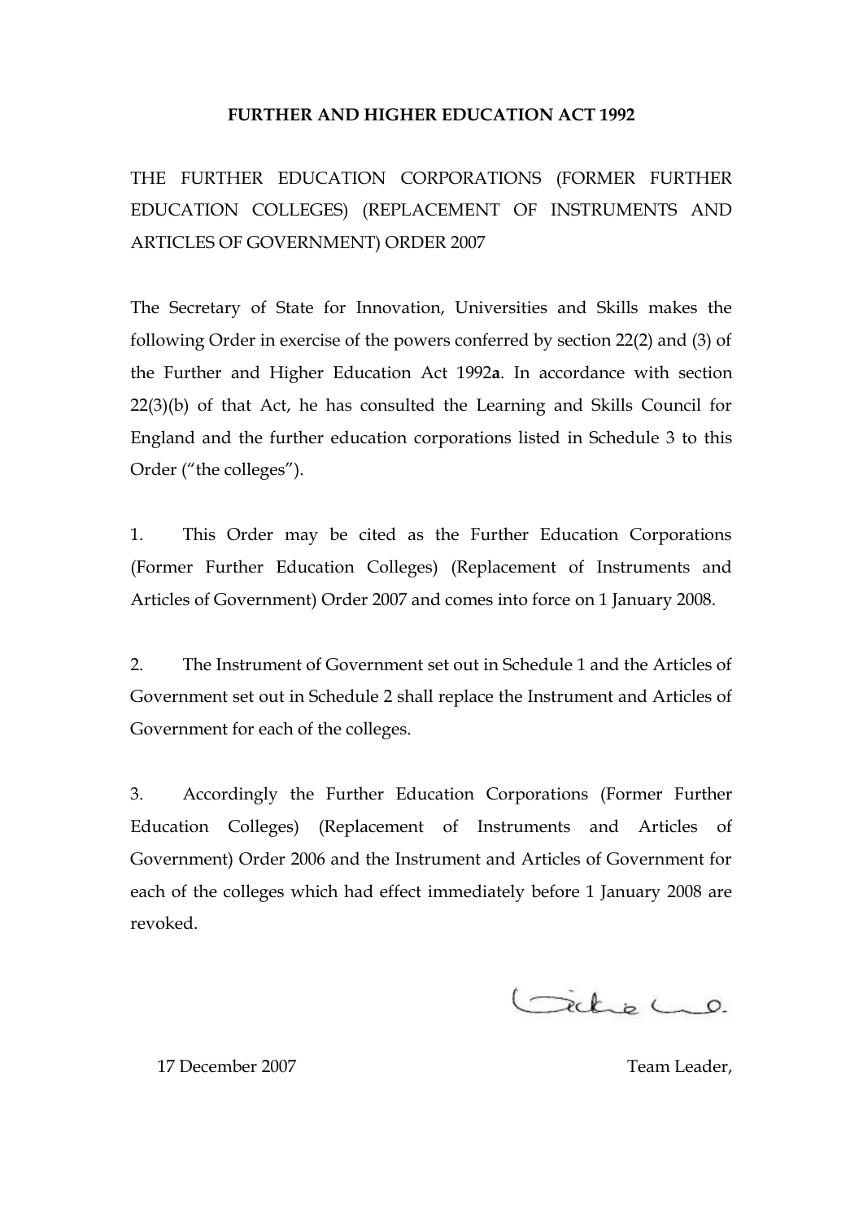**FURTHER AND HIGHER EDUCATION ACT 1992**

THE FURTHER EDUCATION CORPORATIONS (FORMER FURTHER EDUCATION COLLEGES) (REPLACEMENT OF INSTRUMENTS AND ARTICLES OF GOVERNMENT) ORDER 2007

The Secretary of State for Innovation, Universities and Skills makes the following Order in exercise of the powers conferred by section 22(2) and (3) of the Further and Higher Education Act 1992**a**. In accordance with section 22(3)(b) of that Act, he has consulted the Learning and Skills Council for England and the further education corporations listed in Schedule 3 to this Order ("the colleges").

1. This Order may be cited as the Further Education Corporations (Former Further Education Colleges) (Replacement of Instruments and Articles of Government) Order 2007 and comes into force on 1 January 2008.

2. The Instrument of Government set out in Schedule 1 and the Articles of Government set out in Schedule 2 shall replace the Instrument and Articles of Government for each of the colleges.

3. Accordingly the Further Education Corporations (Former Further Education Colleges) (Replacement of Instruments and Articles of Government) Order 2006 and the Instrument and Articles of Government for each of the colleges which had effect immediately before 1 January 2008 are revoked.

17 December 2007

Team Leader,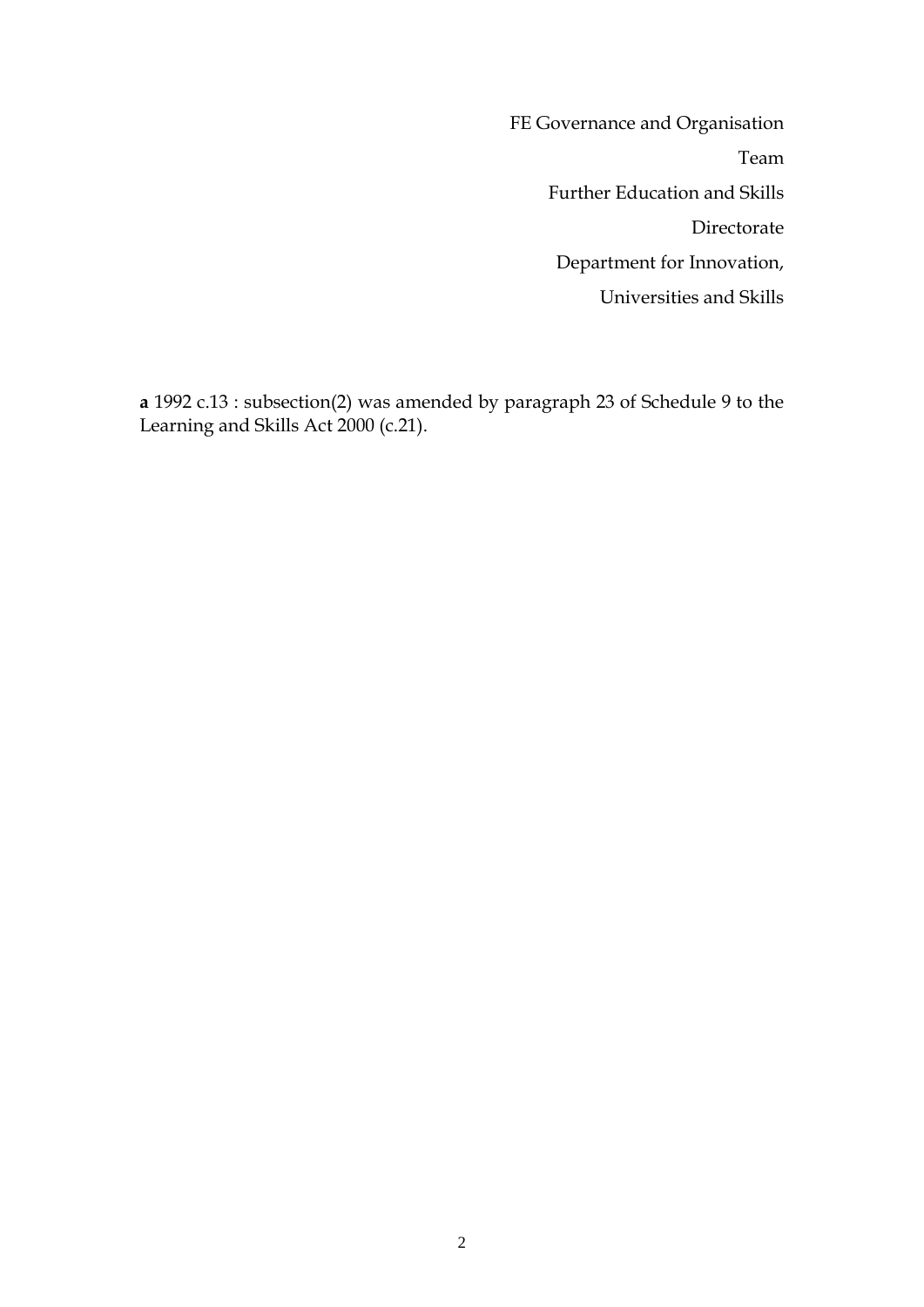FE Governance and Organisation

Team

Further Education and Skills

Directorate

Department for Innovation,

Universities and Skills

**a** 1992 c.13 : subsection(2) was amended by paragraph 23 of Schedule 9 to the Learning and Skills Act 2000 (c.21).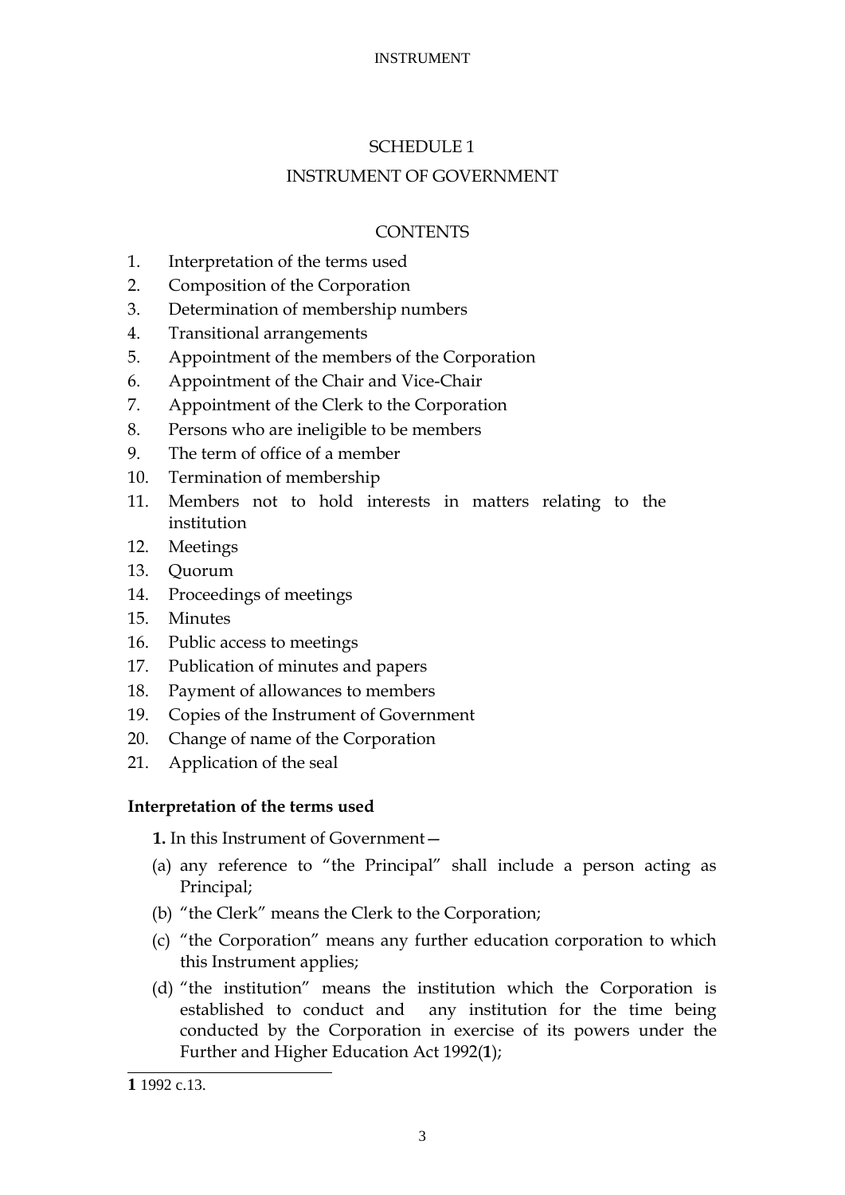## SCHEDULE 1

## INSTRUMENT OF GOVERNMENT

### CONTENTS

1. Interpretation of the terms used
2. Composition of the Corporation
3. Determination of membership numbers
4. Transitional arrangements
5. Appointment of the members of the Corporation
6. Appointment of the Chair and Vice-Chair
7. Appointment of the Clerk to the Corporation
8. Persons who are ineligible to be members
9. The term of office of a member
10. Termination of membership
11. Members not to hold interests in matters relating to the institution
12. Meetings
13. Quorum
14. Proceedings of meetings
15. Minutes
16. Public access to meetings
17. Publication of minutes and papers
18. Payment of allowances to members
19. Copies of the Instrument of Government
20. Change of name of the Corporation
21. Application of the seal

**Interpretation of the terms used**

**1.** In this Instrument of Government—

(a) any reference to "the Principal" shall include a person acting as Principal;

(b) "the Clerk" means the Clerk to the Corporation;

(c) "the Corporation" means any further education corporation to which this Instrument applies;

(d) "the institution" means the institution which the Corporation is established to conduct and any institution for the time being conducted by the Corporation in exercise of its powers under the Further and Higher Education Act 1992([1]);

[1] 1992 c.13.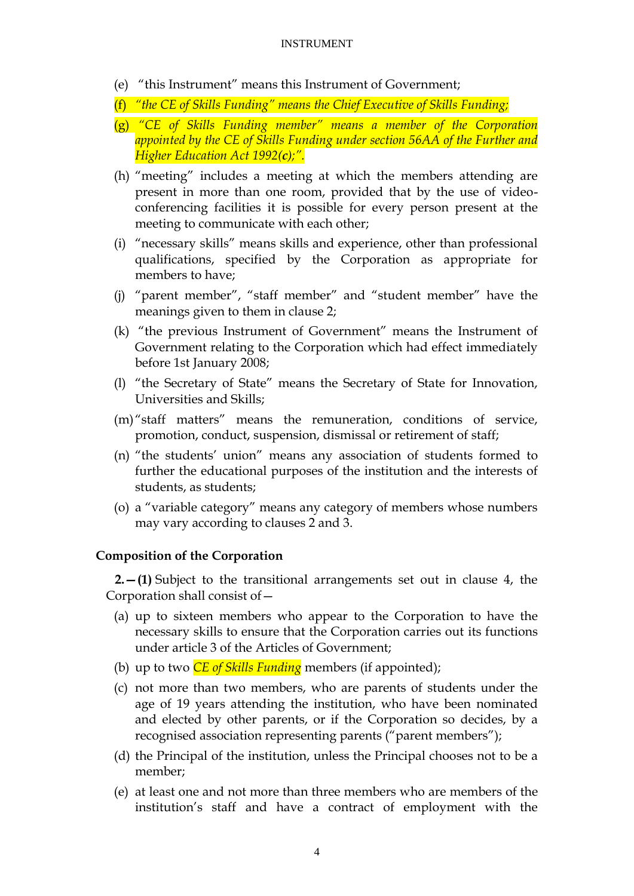- (e) "this Instrument" means this Instrument of Government;
- (f) *"the CE of Skills Funding" means the Chief Executive of Skills Funding;*
- (g) *"CE of Skills Funding member" means a member of the Corporation appointed by the CE of Skills Funding under section 56AA of the Further and Higher Education Act 1992(**c**);".*
- (h) "meeting" includes a meeting at which the members attending are present in more than one room, provided that by the use of video-conferencing facilities it is possible for every person present at the meeting to communicate with each other;
- (i) "necessary skills" means skills and experience, other than professional qualifications, specified by the Corporation as appropriate for members to have;
- (j) "parent member", "staff member" and "student member" have the meanings given to them in clause 2;
- (k) "the previous Instrument of Government" means the Instrument of Government relating to the Corporation which had effect immediately before 1st January 2008;
- (l) "the Secretary of State" means the Secretary of State for Innovation, Universities and Skills;
- (m) "staff matters" means the remuneration, conditions of service, promotion, conduct, suspension, dismissal or retirement of staff;
- (n) "the students' union" means any association of students formed to further the educational purposes of the institution and the interests of students, as students;
- (o) a "variable category" means any category of members whose numbers may vary according to clauses 2 and 3.

**Composition of the Corporation**

**2.—(1)** Subject to the transitional arrangements set out in clause 4, the Corporation shall consist of—

- (a) up to sixteen members who appear to the Corporation to have the necessary skills to ensure that the Corporation carries out its functions under article 3 of the Articles of Government;
- (b) up to two *CE of Skills Funding* members (if appointed);
- (c) not more than two members, who are parents of students under the age of 19 years attending the institution, who have been nominated and elected by other parents, or if the Corporation so decides, by a recognised association representing parents ("parent members");
- (d) the Principal of the institution, unless the Principal chooses not to be a member;
- (e) at least one and not more than three members who are members of the institution's staff and have a contract of employment with the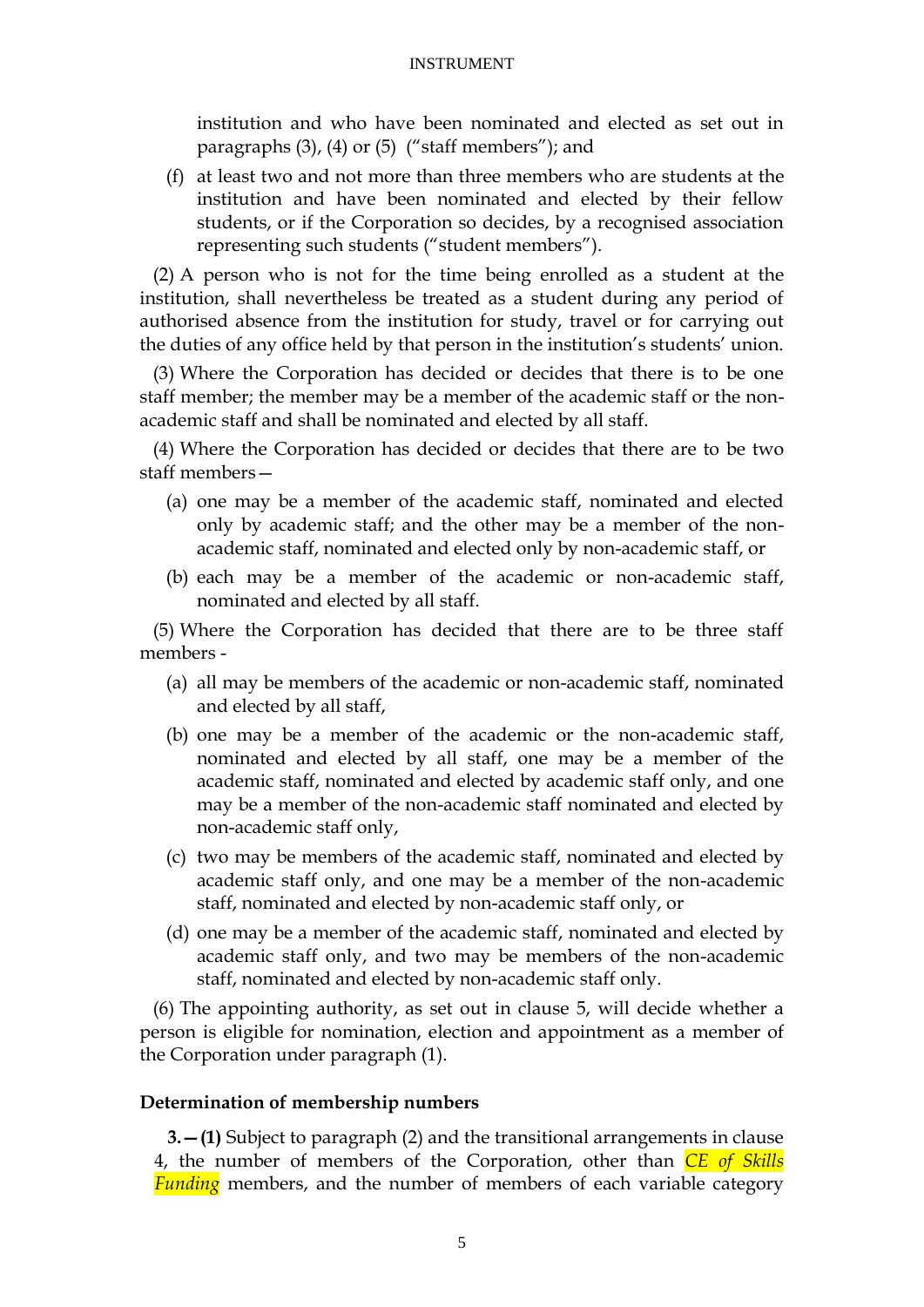institution and who have been nominated and elected as set out in paragraphs (3), (4) or (5) ("staff members"); and

(f) at least two and not more than three members who are students at the institution and have been nominated and elected by their fellow students, or if the Corporation so decides, by a recognised association representing such students ("student members").

(2) A person who is not for the time being enrolled as a student at the institution, shall nevertheless be treated as a student during any period of authorised absence from the institution for study, travel or for carrying out the duties of any office held by that person in the institution's students' union.

(3) Where the Corporation has decided or decides that there is to be one staff member; the member may be a member of the academic staff or the non-academic staff and shall be nominated and elected by all staff.

(4) Where the Corporation has decided or decides that there are to be two staff members—

(a) one may be a member of the academic staff, nominated and elected only by academic staff; and the other may be a member of the non-academic staff, nominated and elected only by non-academic staff, or

(b) each may be a member of the academic or non-academic staff, nominated and elected by all staff.

(5) Where the Corporation has decided that there are to be three staff members -

(a) all may be members of the academic or non-academic staff, nominated and elected by all staff,

(b) one may be a member of the academic or the non-academic staff, nominated and elected by all staff, one may be a member of the academic staff, nominated and elected by academic staff only, and one may be a member of the non-academic staff nominated and elected by non-academic staff only,

(c) two may be members of the academic staff, nominated and elected by academic staff only, and one may be a member of the non-academic staff, nominated and elected by non-academic staff only, or

(d) one may be a member of the academic staff, nominated and elected by academic staff only, and two may be members of the non-academic staff, nominated and elected by non-academic staff only.

(6) The appointing authority, as set out in clause 5, will decide whether a person is eligible for nomination, election and appointment as a member of the Corporation under paragraph (1).

**Determination of membership numbers**

**3.—(1)** Subject to paragraph (2) and the transitional arrangements in clause 4, the number of members of the Corporation, other than *CE of Skills Funding* members, and the number of members of each variable category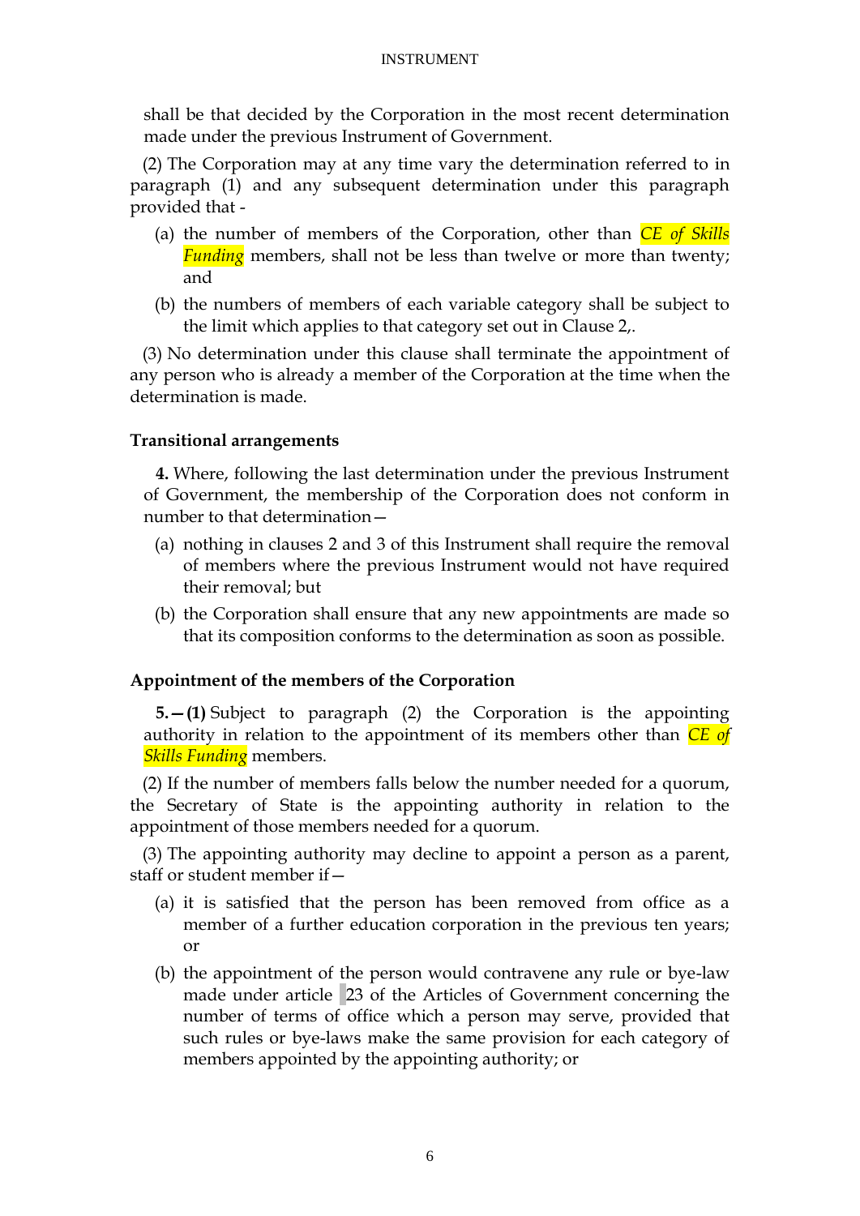shall be that decided by the Corporation in the most recent determination made under the previous Instrument of Government.

(2) The Corporation may at any time vary the determination referred to in paragraph (1) and any subsequent determination under this paragraph provided that -

- (a) the number of members of the Corporation, other than *CE of Skills Funding* members, shall not be less than twelve or more than twenty; and
- (b) the numbers of members of each variable category shall be subject to the limit which applies to that category set out in Clause 2,.

(3) No determination under this clause shall terminate the appointment of any person who is already a member of the Corporation at the time when the determination is made.

### Transitional arrangements

**4.** Where, following the last determination under the previous Instrument of Government, the membership of the Corporation does not conform in number to that determination—

- (a) nothing in clauses 2 and 3 of this Instrument shall require the removal of members where the previous Instrument would not have required their removal; but
- (b) the Corporation shall ensure that any new appointments are made so that its composition conforms to the determination as soon as possible.

### Appointment of the members of the Corporation

**5.—(1)** Subject to paragraph (2) the Corporation is the appointing authority in relation to the appointment of its members other than *CE of Skills Funding* members.

(2) If the number of members falls below the number needed for a quorum, the Secretary of State is the appointing authority in relation to the appointment of those members needed for a quorum.

(3) The appointing authority may decline to appoint a person as a parent, staff or student member if—

- (a) it is satisfied that the person has been removed from office as a member of a further education corporation in the previous ten years; or
- (b) the appointment of the person would contravene any rule or bye-law made under article 23 of the Articles of Government concerning the number of terms of office which a person may serve, provided that such rules or bye-laws make the same provision for each category of members appointed by the appointing authority; or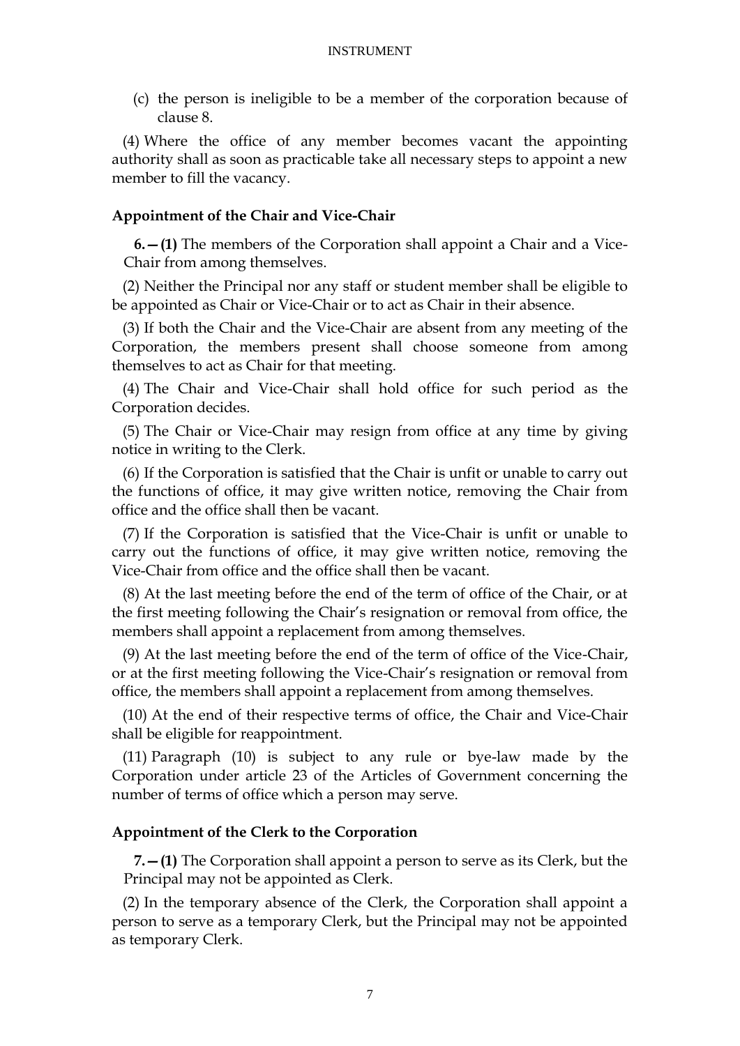(c) the person is ineligible to be a member of the corporation because of clause 8.

(4) Where the office of any member becomes vacant the appointing authority shall as soon as practicable take all necessary steps to appoint a new member to fill the vacancy.

### Appointment of the Chair and Vice-Chair

**6.—(1)** The members of the Corporation shall appoint a Chair and a Vice-Chair from among themselves.

(2) Neither the Principal nor any staff or student member shall be eligible to be appointed as Chair or Vice-Chair or to act as Chair in their absence.

(3) If both the Chair and the Vice-Chair are absent from any meeting of the Corporation, the members present shall choose someone from among themselves to act as Chair for that meeting.

(4) The Chair and Vice-Chair shall hold office for such period as the Corporation decides.

(5) The Chair or Vice-Chair may resign from office at any time by giving notice in writing to the Clerk.

(6) If the Corporation is satisfied that the Chair is unfit or unable to carry out the functions of office, it may give written notice, removing the Chair from office and the office shall then be vacant.

(7) If the Corporation is satisfied that the Vice-Chair is unfit or unable to carry out the functions of office, it may give written notice, removing the Vice-Chair from office and the office shall then be vacant.

(8) At the last meeting before the end of the term of office of the Chair, or at the first meeting following the Chair's resignation or removal from office, the members shall appoint a replacement from among themselves.

(9) At the last meeting before the end of the term of office of the Vice-Chair, or at the first meeting following the Vice-Chair's resignation or removal from office, the members shall appoint a replacement from among themselves.

(10) At the end of their respective terms of office, the Chair and Vice-Chair shall be eligible for reappointment.

(11) Paragraph (10) is subject to any rule or bye-law made by the Corporation under article 23 of the Articles of Government concerning the number of terms of office which a person may serve.

### Appointment of the Clerk to the Corporation

**7.—(1)** The Corporation shall appoint a person to serve as its Clerk, but the Principal may not be appointed as Clerk.

(2) In the temporary absence of the Clerk, the Corporation shall appoint a person to serve as a temporary Clerk, but the Principal may not be appointed as temporary Clerk.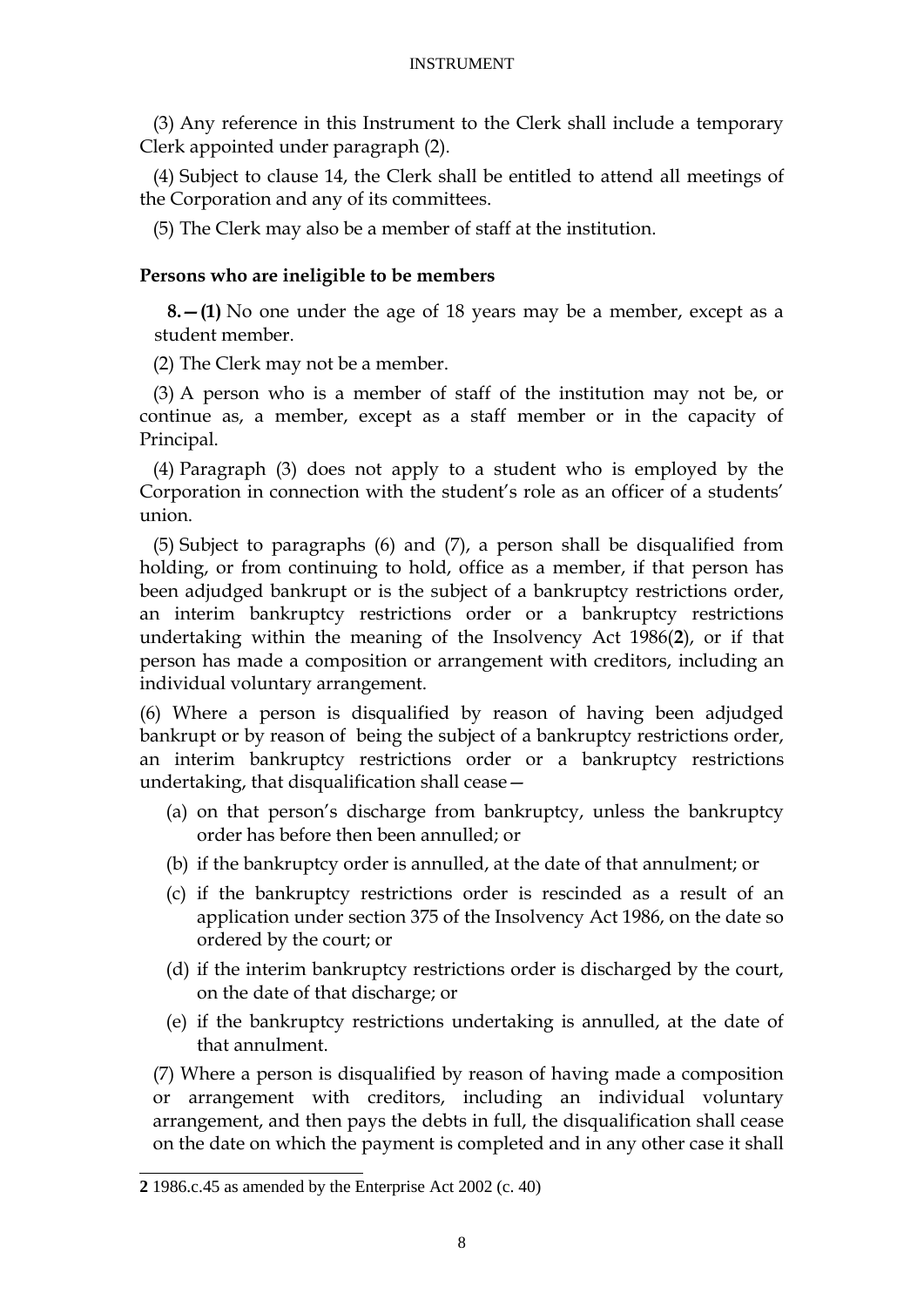(3) Any reference in this Instrument to the Clerk shall include a temporary Clerk appointed under paragraph (2).

(4) Subject to clause 14, the Clerk shall be entitled to attend all meetings of the Corporation and any of its committees.

(5) The Clerk may also be a member of staff at the institution.

**Persons who are ineligible to be members**

**8.—(1)** No one under the age of 18 years may be a member, except as a student member.

(2) The Clerk may not be a member.

(3) A person who is a member of staff of the institution may not be, or continue as, a member, except as a staff member or in the capacity of Principal.

(4) Paragraph (3) does not apply to a student who is employed by the Corporation in connection with the student's role as an officer of a students' union.

(5) Subject to paragraphs (6) and (7), a person shall be disqualified from holding, or from continuing to hold, office as a member, if that person has been adjudged bankrupt or is the subject of a bankruptcy restrictions order, an interim bankruptcy restrictions order or a bankruptcy restrictions undertaking within the meaning of the Insolvency Act 1986([2]), or if that person has made a composition or arrangement with creditors, including an individual voluntary arrangement.

(6) Where a person is disqualified by reason of having been adjudged bankrupt or by reason of being the subject of a bankruptcy restrictions order, an interim bankruptcy restrictions order or a bankruptcy restrictions undertaking, that disqualification shall cease—

- (a) on that person's discharge from bankruptcy, unless the bankruptcy order has before then been annulled; or
- (b) if the bankruptcy order is annulled, at the date of that annulment; or
- (c) if the bankruptcy restrictions order is rescinded as a result of an application under section 375 of the Insolvency Act 1986, on the date so ordered by the court; or
- (d) if the interim bankruptcy restrictions order is discharged by the court, on the date of that discharge; or
- (e) if the bankruptcy restrictions undertaking is annulled, at the date of that annulment.

(7) Where a person is disqualified by reason of having made a composition or arrangement with creditors, including an individual voluntary arrangement, and then pays the debts in full, the disqualification shall cease on the date on which the payment is completed and in any other case it shall

---

**2** 1986.c.45 as amended by the Enterprise Act 2002 (c. 40)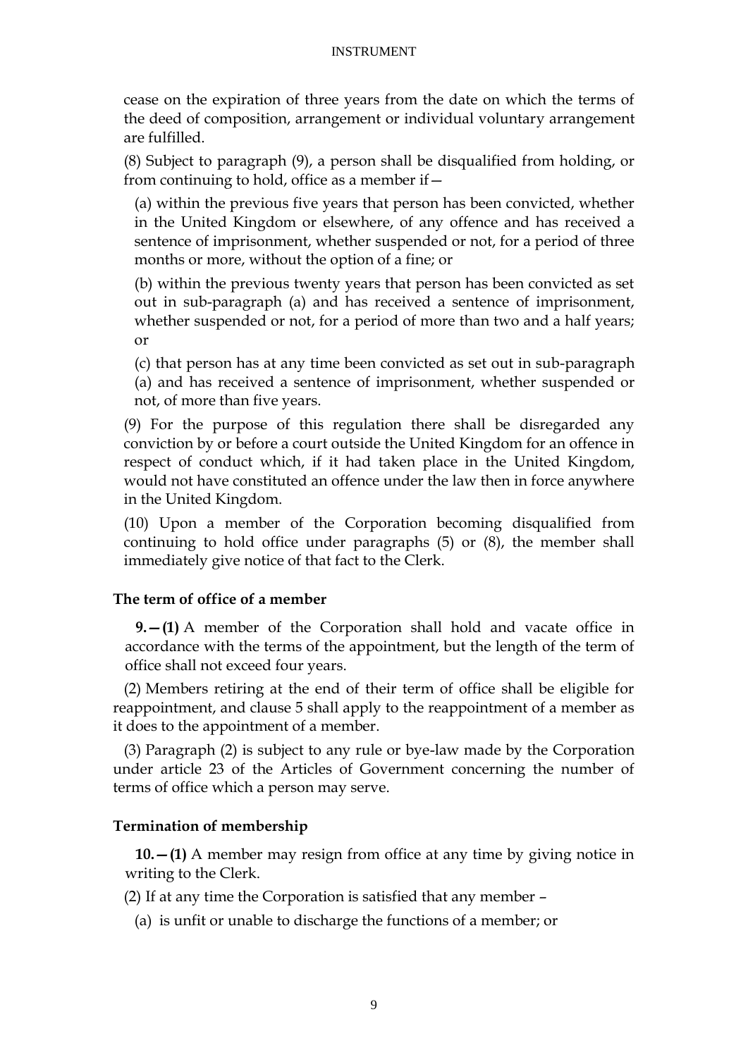cease on the expiration of three years from the date on which the terms of the deed of composition, arrangement or individual voluntary arrangement are fulfilled.

(8) Subject to paragraph (9), a person shall be disqualified from holding, or from continuing to hold, office as a member if—

(a) within the previous five years that person has been convicted, whether in the United Kingdom or elsewhere, of any offence and has received a sentence of imprisonment, whether suspended or not, for a period of three months or more, without the option of a fine; or

(b) within the previous twenty years that person has been convicted as set out in sub-paragraph (a) and has received a sentence of imprisonment, whether suspended or not, for a period of more than two and a half years; or

(c) that person has at any time been convicted as set out in sub-paragraph (a) and has received a sentence of imprisonment, whether suspended or not, of more than five years.

(9) For the purpose of this regulation there shall be disregarded any conviction by or before a court outside the United Kingdom for an offence in respect of conduct which, if it had taken place in the United Kingdom, would not have constituted an offence under the law then in force anywhere in the United Kingdom.

(10) Upon a member of the Corporation becoming disqualified from continuing to hold office under paragraphs (5) or (8), the member shall immediately give notice of that fact to the Clerk.

**The term of office of a member**

**9.—(1)** A member of the Corporation shall hold and vacate office in accordance with the terms of the appointment, but the length of the term of office shall not exceed four years.

(2) Members retiring at the end of their term of office shall be eligible for reappointment, and clause 5 shall apply to the reappointment of a member as it does to the appointment of a member.

(3) Paragraph (2) is subject to any rule or bye-law made by the Corporation under article 23 of the Articles of Government concerning the number of terms of office which a person may serve.

**Termination of membership**

**10.—(1)** A member may resign from office at any time by giving notice in writing to the Clerk.

(2) If at any time the Corporation is satisfied that any member –

(a) is unfit or unable to discharge the functions of a member; or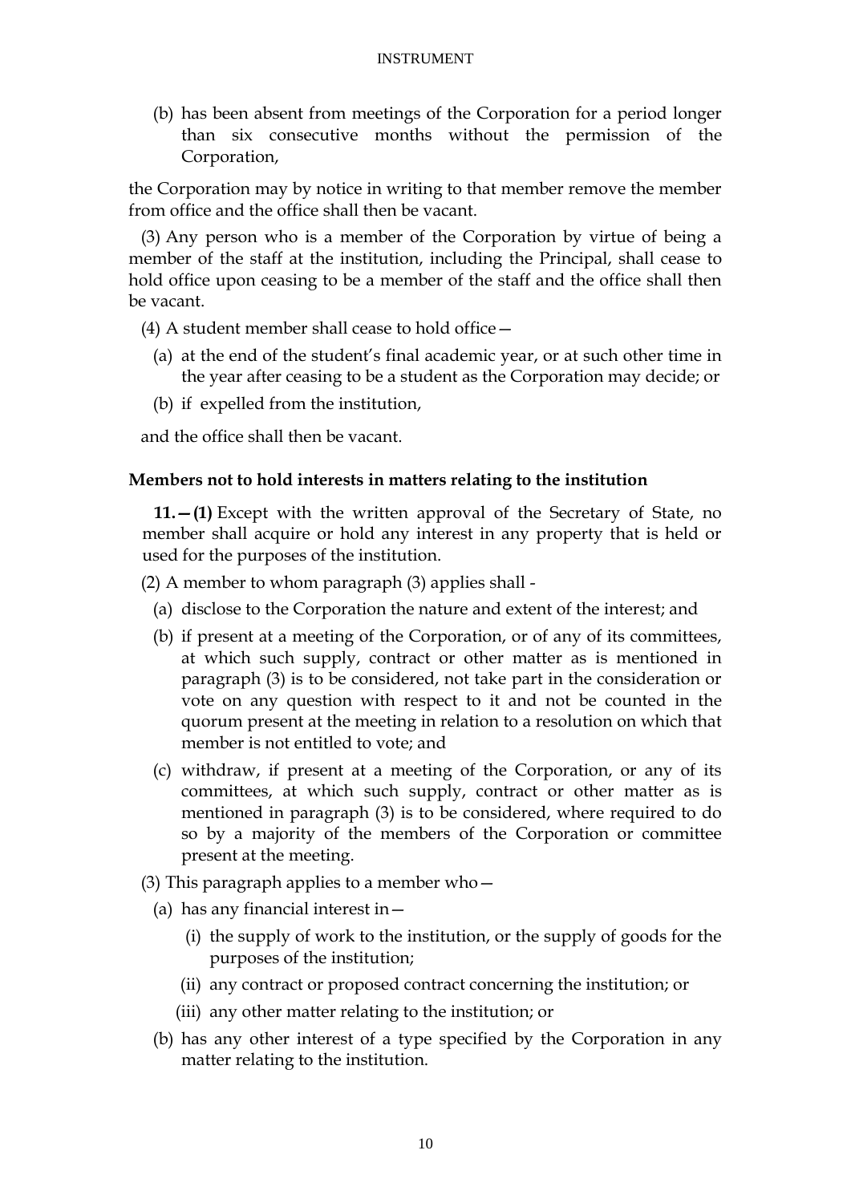(b) has been absent from meetings of the Corporation for a period longer than six consecutive months without the permission of the Corporation,

the Corporation may by notice in writing to that member remove the member from office and the office shall then be vacant.

(3) Any person who is a member of the Corporation by virtue of being a member of the staff at the institution, including the Principal, shall cease to hold office upon ceasing to be a member of the staff and the office shall then be vacant.

(4) A student member shall cease to hold office—

(a) at the end of the student's final academic year, or at such other time in the year after ceasing to be a student as the Corporation may decide; or

(b) if expelled from the institution,

and the office shall then be vacant.

**Members not to hold interests in matters relating to the institution**

**11.—(1)** Except with the written approval of the Secretary of State, no member shall acquire or hold any interest in any property that is held or used for the purposes of the institution.

(2) A member to whom paragraph (3) applies shall -

(a) disclose to the Corporation the nature and extent of the interest; and

(b) if present at a meeting of the Corporation, or of any of its committees, at which such supply, contract or other matter as is mentioned in paragraph (3) is to be considered, not take part in the consideration or vote on any question with respect to it and not be counted in the quorum present at the meeting in relation to a resolution on which that member is not entitled to vote; and

(c) withdraw, if present at a meeting of the Corporation, or any of its committees, at which such supply, contract or other matter as is mentioned in paragraph (3) is to be considered, where required to do so by a majority of the members of the Corporation or committee present at the meeting.

(3) This paragraph applies to a member who—

(a) has any financial interest in—

(i) the supply of work to the institution, or the supply of goods for the purposes of the institution;

(ii) any contract or proposed contract concerning the institution; or

(iii) any other matter relating to the institution; or

(b) has any other interest of a type specified by the Corporation in any matter relating to the institution.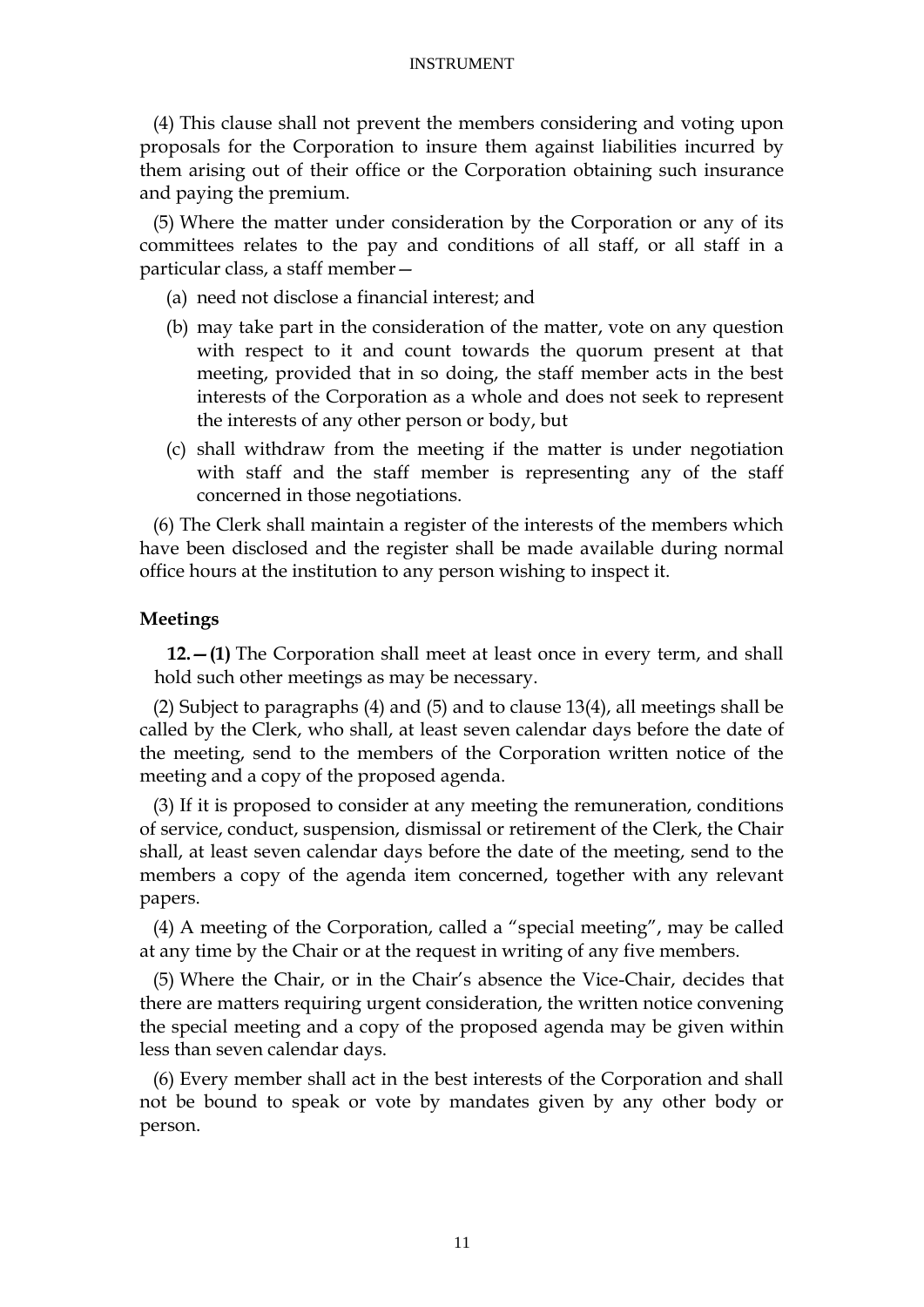(4) This clause shall not prevent the members considering and voting upon proposals for the Corporation to insure them against liabilities incurred by them arising out of their office or the Corporation obtaining such insurance and paying the premium.

(5) Where the matter under consideration by the Corporation or any of its committees relates to the pay and conditions of all staff, or all staff in a particular class, a staff member—

(a) need not disclose a financial interest; and

(b) may take part in the consideration of the matter, vote on any question with respect to it and count towards the quorum present at that meeting, provided that in so doing, the staff member acts in the best interests of the Corporation as a whole and does not seek to represent the interests of any other person or body, but

(c) shall withdraw from the meeting if the matter is under negotiation with staff and the staff member is representing any of the staff concerned in those negotiations.

(6) The Clerk shall maintain a register of the interests of the members which have been disclosed and the register shall be made available during normal office hours at the institution to any person wishing to inspect it.

### Meetings

**12.—(1)** The Corporation shall meet at least once in every term, and shall hold such other meetings as may be necessary.

(2) Subject to paragraphs (4) and (5) and to clause 13(4), all meetings shall be called by the Clerk, who shall, at least seven calendar days before the date of the meeting, send to the members of the Corporation written notice of the meeting and a copy of the proposed agenda.

(3) If it is proposed to consider at any meeting the remuneration, conditions of service, conduct, suspension, dismissal or retirement of the Clerk, the Chair shall, at least seven calendar days before the date of the meeting, send to the members a copy of the agenda item concerned, together with any relevant papers.

(4) A meeting of the Corporation, called a "special meeting", may be called at any time by the Chair or at the request in writing of any five members.

(5) Where the Chair, or in the Chair's absence the Vice-Chair, decides that there are matters requiring urgent consideration, the written notice convening the special meeting and a copy of the proposed agenda may be given within less than seven calendar days.

(6) Every member shall act in the best interests of the Corporation and shall not be bound to speak or vote by mandates given by any other body or person.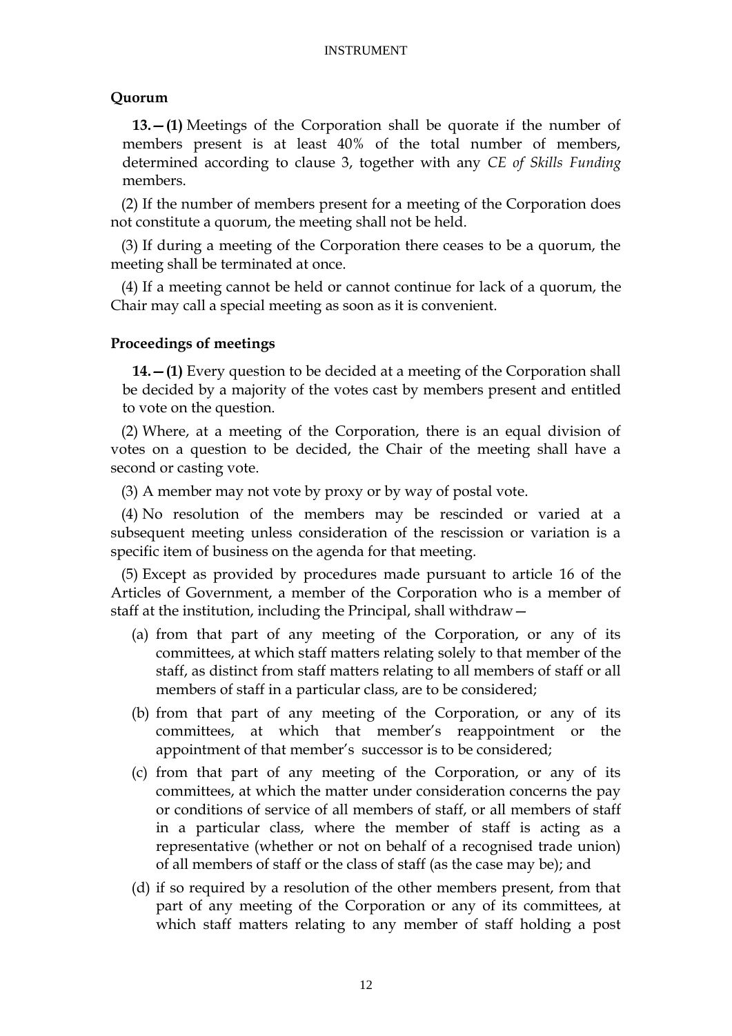### Quorum

**13.—(1)** Meetings of the Corporation shall be quorate if the number of members present is at least 40% of the total number of members, determined according to clause 3, together with any *CE of Skills Funding* members.

(2) If the number of members present for a meeting of the Corporation does not constitute a quorum, the meeting shall not be held.

(3) If during a meeting of the Corporation there ceases to be a quorum, the meeting shall be terminated at once.

(4) If a meeting cannot be held or cannot continue for lack of a quorum, the Chair may call a special meeting as soon as it is convenient.

### Proceedings of meetings

**14.—(1)** Every question to be decided at a meeting of the Corporation shall be decided by a majority of the votes cast by members present and entitled to vote on the question.

(2) Where, at a meeting of the Corporation, there is an equal division of votes on a question to be decided, the Chair of the meeting shall have a second or casting vote.

(3) A member may not vote by proxy or by way of postal vote.

(4) No resolution of the members may be rescinded or varied at a subsequent meeting unless consideration of the rescission or variation is a specific item of business on the agenda for that meeting.

(5) Except as provided by procedures made pursuant to article 16 of the Articles of Government, a member of the Corporation who is a member of staff at the institution, including the Principal, shall withdraw—

(a) from that part of any meeting of the Corporation, or any of its committees, at which staff matters relating solely to that member of the staff, as distinct from staff matters relating to all members of staff or all members of staff in a particular class, are to be considered;

(b) from that part of any meeting of the Corporation, or any of its committees, at which that member's reappointment or the appointment of that member's successor is to be considered;

(c) from that part of any meeting of the Corporation, or any of its committees, at which the matter under consideration concerns the pay or conditions of service of all members of staff, or all members of staff in a particular class, where the member of staff is acting as a representative (whether or not on behalf of a recognised trade union) of all members of staff or the class of staff (as the case may be); and

(d) if so required by a resolution of the other members present, from that part of any meeting of the Corporation or any of its committees, at which staff matters relating to any member of staff holding a post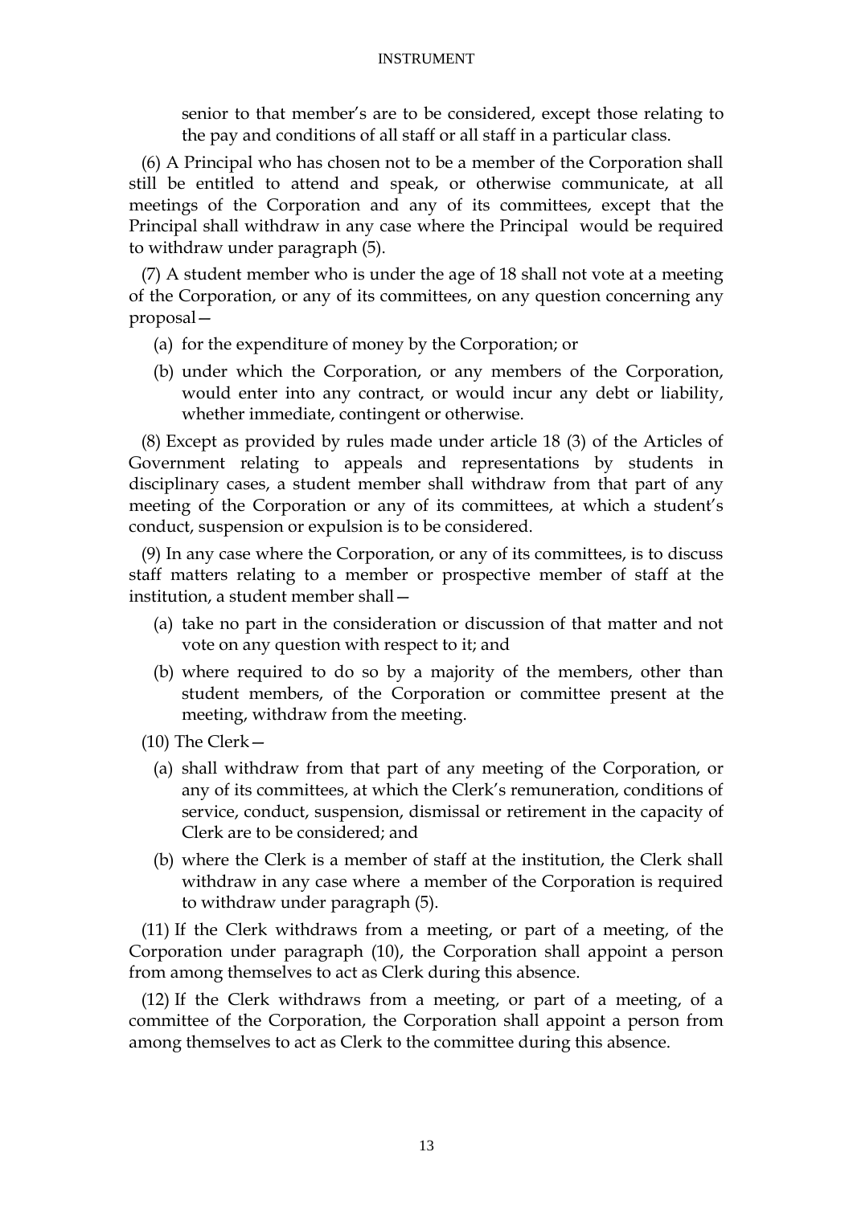senior to that member's are to be considered, except those relating to the pay and conditions of all staff or all staff in a particular class.

(6) A Principal who has chosen not to be a member of the Corporation shall still be entitled to attend and speak, or otherwise communicate, at all meetings of the Corporation and any of its committees, except that the Principal shall withdraw in any case where the Principal would be required to withdraw under paragraph (5).

(7) A student member who is under the age of 18 shall not vote at a meeting of the Corporation, or any of its committees, on any question concerning any proposal—

(a) for the expenditure of money by the Corporation; or

(b) under which the Corporation, or any members of the Corporation, would enter into any contract, or would incur any debt or liability, whether immediate, contingent or otherwise.

(8) Except as provided by rules made under article 18 (3) of the Articles of Government relating to appeals and representations by students in disciplinary cases, a student member shall withdraw from that part of any meeting of the Corporation or any of its committees, at which a student's conduct, suspension or expulsion is to be considered.

(9) In any case where the Corporation, or any of its committees, is to discuss staff matters relating to a member or prospective member of staff at the institution, a student member shall—

(a) take no part in the consideration or discussion of that matter and not vote on any question with respect to it; and

(b) where required to do so by a majority of the members, other than student members, of the Corporation or committee present at the meeting, withdraw from the meeting.

(10) The Clerk—

(a) shall withdraw from that part of any meeting of the Corporation, or any of its committees, at which the Clerk's remuneration, conditions of service, conduct, suspension, dismissal or retirement in the capacity of Clerk are to be considered; and

(b) where the Clerk is a member of staff at the institution, the Clerk shall withdraw in any case where a member of the Corporation is required to withdraw under paragraph (5).

(11) If the Clerk withdraws from a meeting, or part of a meeting, of the Corporation under paragraph (10), the Corporation shall appoint a person from among themselves to act as Clerk during this absence.

(12) If the Clerk withdraws from a meeting, or part of a meeting, of a committee of the Corporation, the Corporation shall appoint a person from among themselves to act as Clerk to the committee during this absence.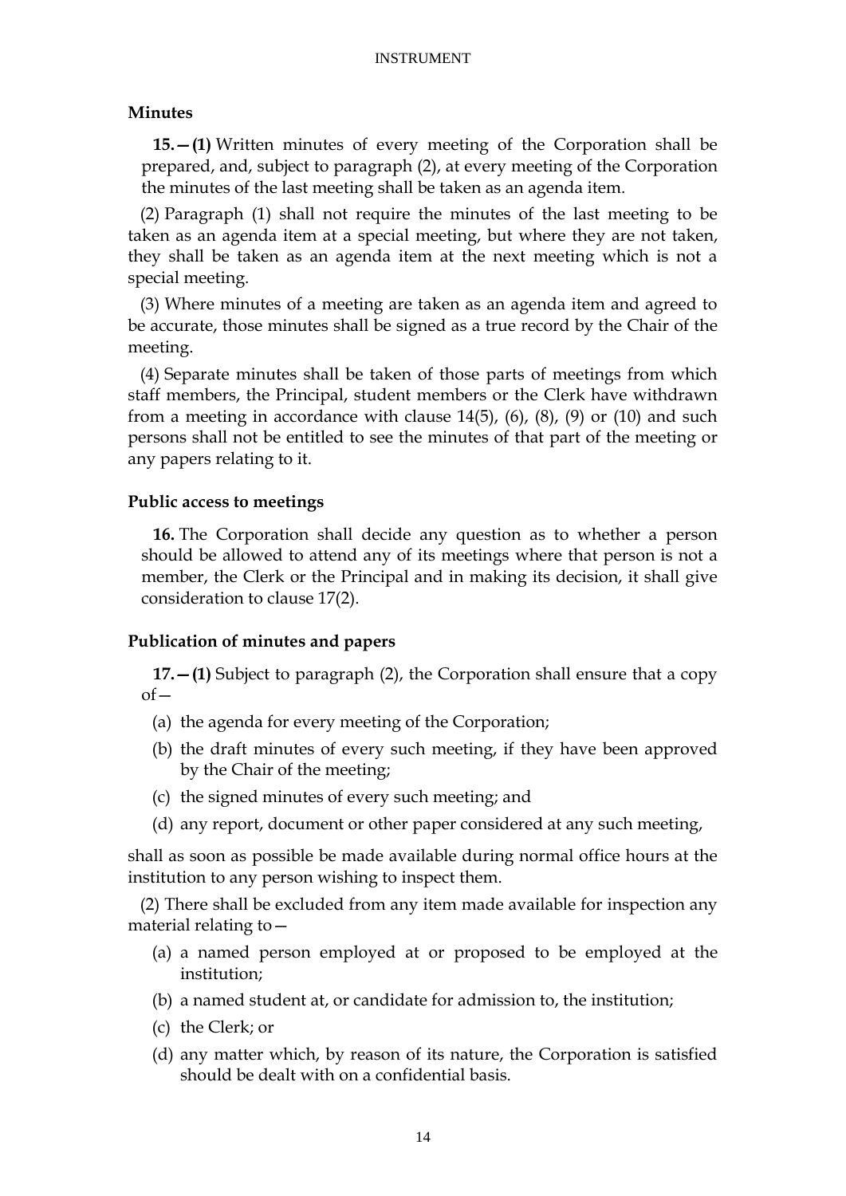### Minutes

**15.—(1)** Written minutes of every meeting of the Corporation shall be prepared, and, subject to paragraph (2), at every meeting of the Corporation the minutes of the last meeting shall be taken as an agenda item.

(2) Paragraph (1) shall not require the minutes of the last meeting to be taken as an agenda item at a special meeting, but where they are not taken, they shall be taken as an agenda item at the next meeting which is not a special meeting.

(3) Where minutes of a meeting are taken as an agenda item and agreed to be accurate, those minutes shall be signed as a true record by the Chair of the meeting.

(4) Separate minutes shall be taken of those parts of meetings from which staff members, the Principal, student members or the Clerk have withdrawn from a meeting in accordance with clause 14(5), (6), (8), (9) or (10) and such persons shall not be entitled to see the minutes of that part of the meeting or any papers relating to it.

### Public access to meetings

**16.** The Corporation shall decide any question as to whether a person should be allowed to attend any of its meetings where that person is not a member, the Clerk or the Principal and in making its decision, it shall give consideration to clause 17(2).

### Publication of minutes and papers

**17.—(1)** Subject to paragraph (2), the Corporation shall ensure that a copy of—

(a) the agenda for every meeting of the Corporation;

(b) the draft minutes of every such meeting, if they have been approved by the Chair of the meeting;

(c) the signed minutes of every such meeting; and

(d) any report, document or other paper considered at any such meeting,

shall as soon as possible be made available during normal office hours at the institution to any person wishing to inspect them.

(2) There shall be excluded from any item made available for inspection any material relating to—

(a) a named person employed at or proposed to be employed at the institution;

(b) a named student at, or candidate for admission to, the institution;

(c) the Clerk; or

(d) any matter which, by reason of its nature, the Corporation is satisfied should be dealt with on a confidential basis.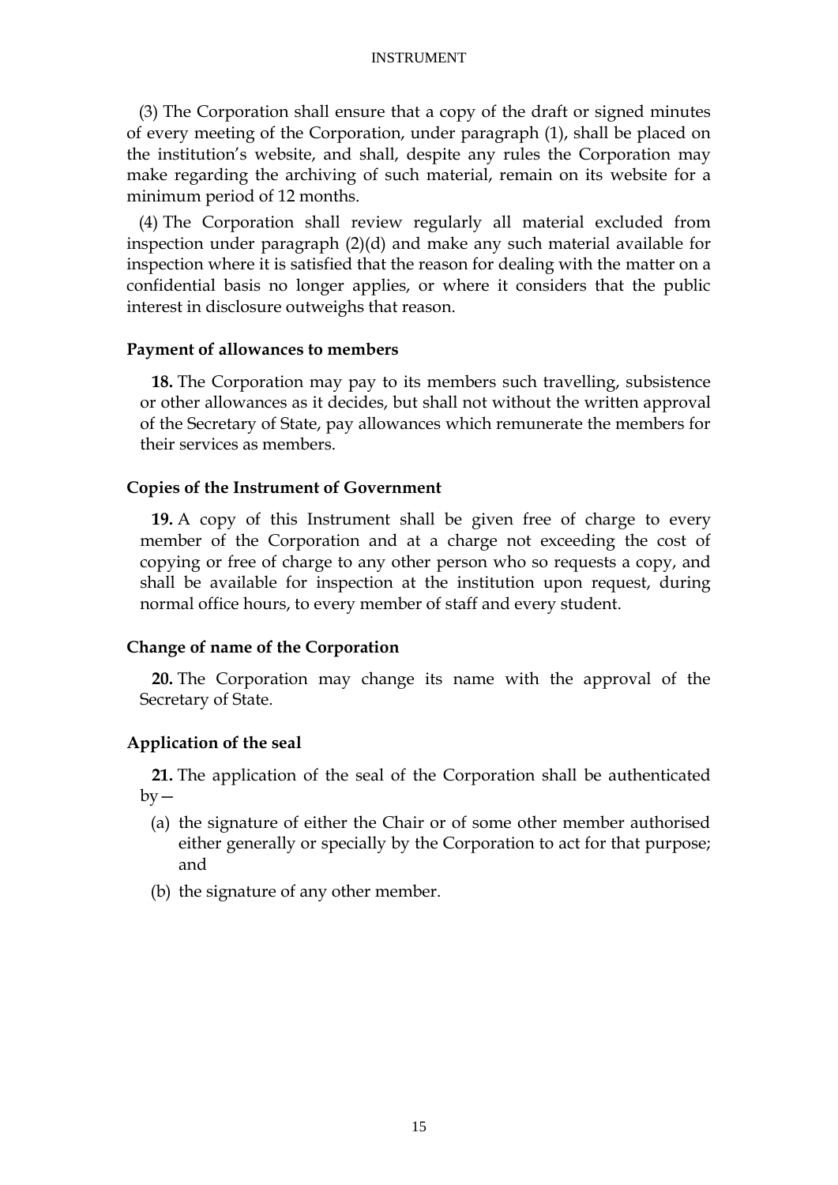(3) The Corporation shall ensure that a copy of the draft or signed minutes of every meeting of the Corporation, under paragraph (1), shall be placed on the institution's website, and shall, despite any rules the Corporation may make regarding the archiving of such material, remain on its website for a minimum period of 12 months.

(4) The Corporation shall review regularly all material excluded from inspection under paragraph (2)(d) and make any such material available for inspection where it is satisfied that the reason for dealing with the matter on a confidential basis no longer applies, or where it considers that the public interest in disclosure outweighs that reason.

### Payment of allowances to members

**18.** The Corporation may pay to its members such travelling, subsistence or other allowances as it decides, but shall not without the written approval of the Secretary of State, pay allowances which remunerate the members for their services as members.

### Copies of the Instrument of Government

**19.** A copy of this Instrument shall be given free of charge to every member of the Corporation and at a charge not exceeding the cost of copying or free of charge to any other person who so requests a copy, and shall be available for inspection at the institution upon request, during normal office hours, to every member of staff and every student.

### Change of name of the Corporation

**20.** The Corporation may change its name with the approval of the Secretary of State.

### Application of the seal

**21.** The application of the seal of the Corporation shall be authenticated by—

(a) the signature of either the Chair or of some other member authorised either generally or specially by the Corporation to act for that purpose; and

(b) the signature of any other member.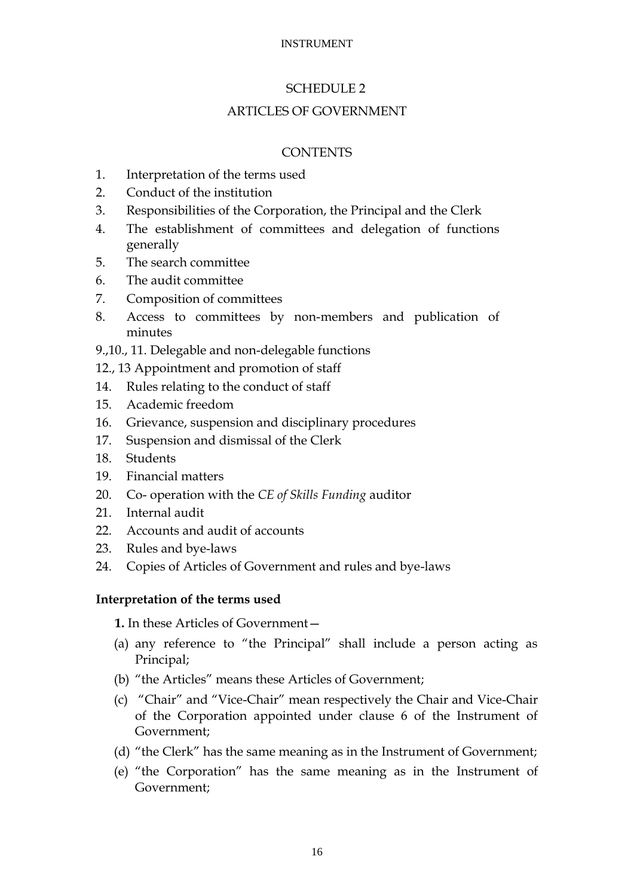SCHEDULE 2

ARTICLES OF GOVERNMENT

CONTENTS

1. Interpretation of the terms used
2. Conduct of the institution
3. Responsibilities of the Corporation, the Principal and the Clerk
4. The establishment of committees and delegation of functions generally
5. The search committee
6. The audit committee
7. Composition of committees
8. Access to committees by non-members and publication of minutes

9.,10., 11. Delegable and non-delegable functions

12., 13 Appointment and promotion of staff

14. Rules relating to the conduct of staff
15. Academic freedom
16. Grievance, suspension and disciplinary procedures
17. Suspension and dismissal of the Clerk
18. Students
19. Financial matters
20. Co- operation with the *CE of Skills Funding* auditor
21. Internal audit
22. Accounts and audit of accounts
23. Rules and bye-laws
24. Copies of Articles of Government and rules and bye-laws

**Interpretation of the terms used**

**1.** In these Articles of Government—

(a) any reference to "the Principal" shall include a person acting as Principal;

(b) "the Articles" means these Articles of Government;

(c) "Chair" and "Vice-Chair" mean respectively the Chair and Vice-Chair of the Corporation appointed under clause 6 of the Instrument of Government;

(d) "the Clerk" has the same meaning as in the Instrument of Government;

(e) "the Corporation" has the same meaning as in the Instrument of Government;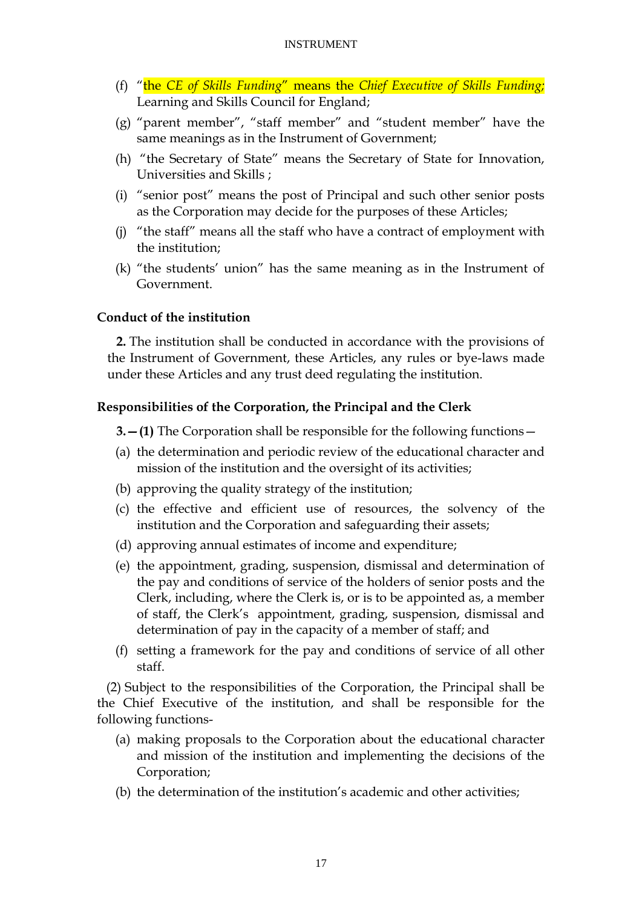(f) "the *CE of Skills Funding*" means the *Chief Executive of Skills Funding;* Learning and Skills Council for England;

(g) "parent member", "staff member" and "student member" have the same meanings as in the Instrument of Government;

(h) "the Secretary of State" means the Secretary of State for Innovation, Universities and Skills ;

(i) "senior post" means the post of Principal and such other senior posts as the Corporation may decide for the purposes of these Articles;

(j) "the staff" means all the staff who have a contract of employment with the institution;

(k) "the students' union" has the same meaning as in the Instrument of Government.

**Conduct of the institution**

**2.** The institution shall be conducted in accordance with the provisions of the Instrument of Government, these Articles, any rules or bye-laws made under these Articles and any trust deed regulating the institution.

**Responsibilities of the Corporation, the Principal and the Clerk**

**3.—(1)** The Corporation shall be responsible for the following functions—

(a) the determination and periodic review of the educational character and mission of the institution and the oversight of its activities;

(b) approving the quality strategy of the institution;

(c) the effective and efficient use of resources, the solvency of the institution and the Corporation and safeguarding their assets;

(d) approving annual estimates of income and expenditure;

(e) the appointment, grading, suspension, dismissal and determination of the pay and conditions of service of the holders of senior posts and the Clerk, including, where the Clerk is, or is to be appointed as, a member of staff, the Clerk's appointment, grading, suspension, dismissal and determination of pay in the capacity of a member of staff; and

(f) setting a framework for the pay and conditions of service of all other staff.

(2) Subject to the responsibilities of the Corporation, the Principal shall be the Chief Executive of the institution, and shall be responsible for the following functions-

(a) making proposals to the Corporation about the educational character and mission of the institution and implementing the decisions of the Corporation;

(b) the determination of the institution's academic and other activities;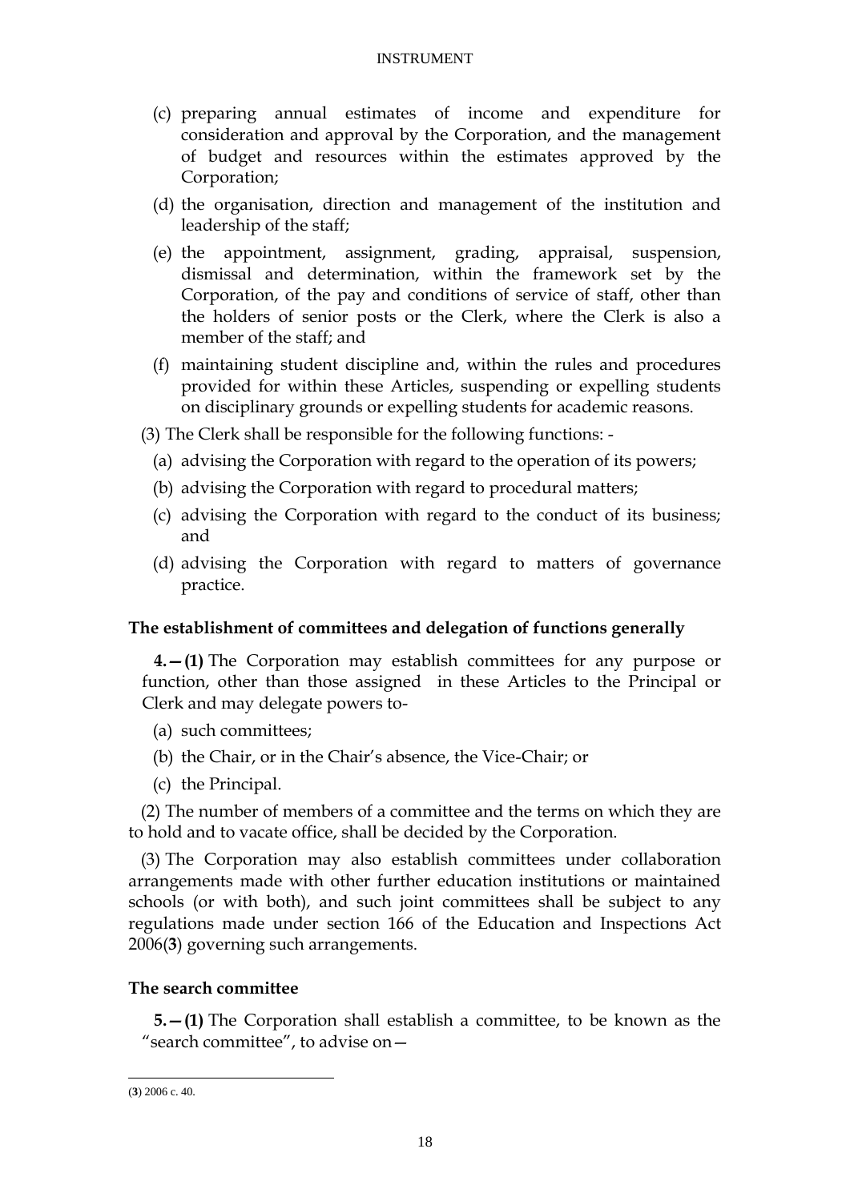(c) preparing annual estimates of income and expenditure for consideration and approval by the Corporation, and the management of budget and resources within the estimates approved by the Corporation;

(d) the organisation, direction and management of the institution and leadership of the staff;

(e) the appointment, assignment, grading, appraisal, suspension, dismissal and determination, within the framework set by the Corporation, of the pay and conditions of service of staff, other than the holders of senior posts or the Clerk, where the Clerk is also a member of the staff; and

(f) maintaining student discipline and, within the rules and procedures provided for within these Articles, suspending or expelling students on disciplinary grounds or expelling students for academic reasons.

(3) The Clerk shall be responsible for the following functions: -

(a) advising the Corporation with regard to the operation of its powers;

(b) advising the Corporation with regard to procedural matters;

(c) advising the Corporation with regard to the conduct of its business; and

(d) advising the Corporation with regard to matters of governance practice.

**The establishment of committees and delegation of functions generally**

**4.—(1)** The Corporation may establish committees for any purpose or function, other than those assigned in these Articles to the Principal or Clerk and may delegate powers to-

(a) such committees;

(b) the Chair, or in the Chair's absence, the Vice-Chair; or

(c) the Principal.

(2) The number of members of a committee and the terms on which they are to hold and to vacate office, shall be decided by the Corporation.

(3) The Corporation may also establish committees under collaboration arrangements made with other further education institutions or maintained schools (or with both), and such joint committees shall be subject to any regulations made under section 166 of the Education and Inspections Act 2006(**3**) governing such arrangements.

**The search committee**

**5.—(1)** The Corporation shall establish a committee, to be known as the "search committee", to advise on—

(**3**) 2006 c. 40.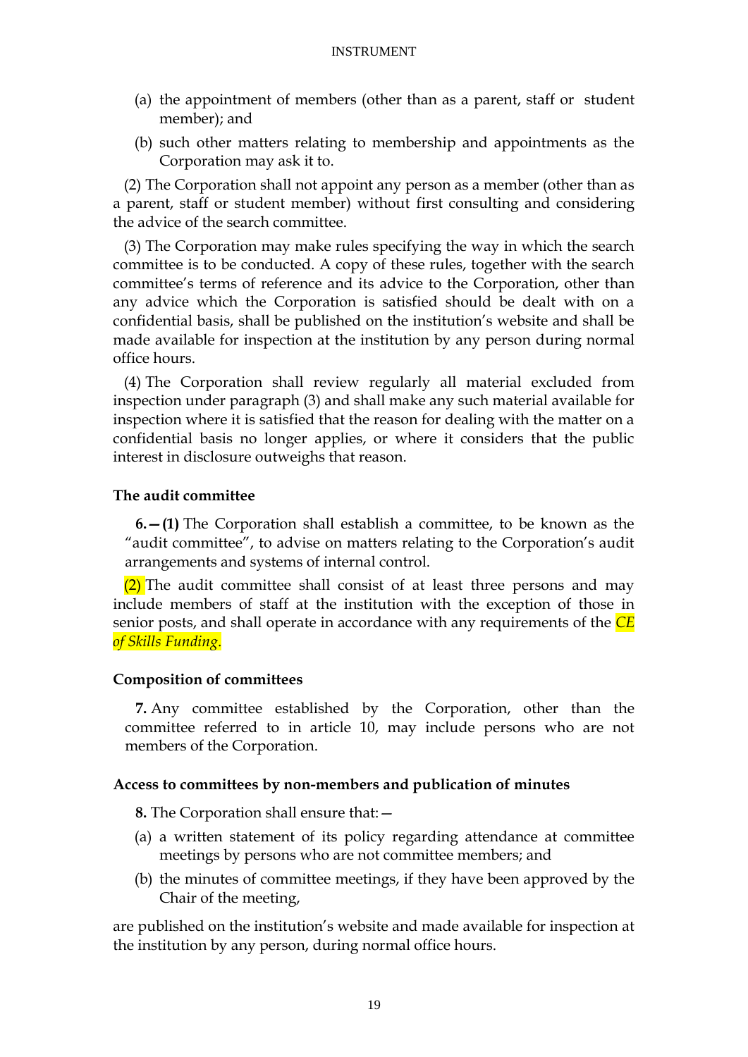(a) the appointment of members (other than as a parent, staff or student member); and

(b) such other matters relating to membership and appointments as the Corporation may ask it to.

(2) The Corporation shall not appoint any person as a member (other than as a parent, staff or student member) without first consulting and considering the advice of the search committee.

(3) The Corporation may make rules specifying the way in which the search committee is to be conducted. A copy of these rules, together with the search committee's terms of reference and its advice to the Corporation, other than any advice which the Corporation is satisfied should be dealt with on a confidential basis, shall be published on the institution's website and shall be made available for inspection at the institution by any person during normal office hours.

(4) The Corporation shall review regularly all material excluded from inspection under paragraph (3) and shall make any such material available for inspection where it is satisfied that the reason for dealing with the matter on a confidential basis no longer applies, or where it considers that the public interest in disclosure outweighs that reason.

**The audit committee**

**6.—(1)** The Corporation shall establish a committee, to be known as the "audit committee", to advise on matters relating to the Corporation's audit arrangements and systems of internal control.

(2) The audit committee shall consist of at least three persons and may include members of staff at the institution with the exception of those in senior posts, and shall operate in accordance with any requirements of the *CE of Skills Funding*.

**Composition of committees**

**7.** Any committee established by the Corporation, other than the committee referred to in article 10, may include persons who are not members of the Corporation.

**Access to committees by non-members and publication of minutes**

**8.** The Corporation shall ensure that:—

(a) a written statement of its policy regarding attendance at committee meetings by persons who are not committee members; and

(b) the minutes of committee meetings, if they have been approved by the Chair of the meeting,

are published on the institution's website and made available for inspection at the institution by any person, during normal office hours.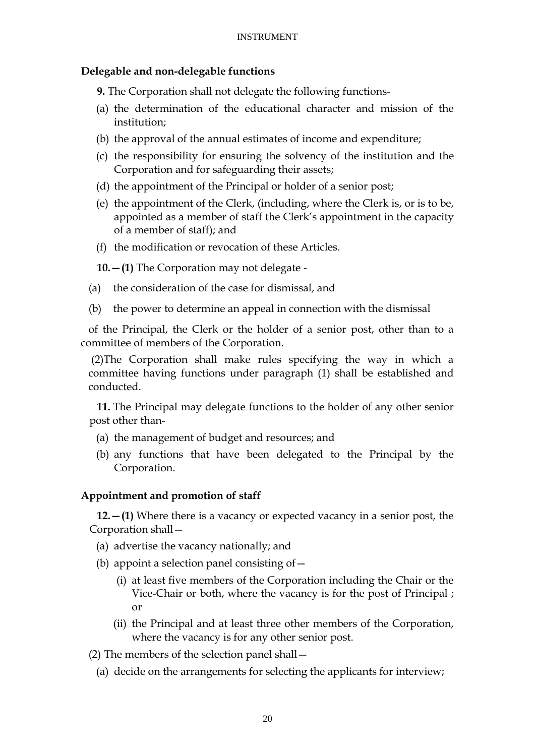## Delegable and non-delegable functions

**9.** The Corporation shall not delegate the following functions-

(a) the determination of the educational character and mission of the institution;

(b) the approval of the annual estimates of income and expenditure;

(c) the responsibility for ensuring the solvency of the institution and the Corporation and for safeguarding their assets;

(d) the appointment of the Principal or holder of a senior post;

(e) the appointment of the Clerk, (including, where the Clerk is, or is to be, appointed as a member of staff the Clerk's appointment in the capacity of a member of staff); and

(f) the modification or revocation of these Articles.

**10.—(1)** The Corporation may not delegate -

(a) the consideration of the case for dismissal, and

(b) the power to determine an appeal in connection with the dismissal

of the Principal, the Clerk or the holder of a senior post, other than to a committee of members of the Corporation.

(2)The Corporation shall make rules specifying the way in which a committee having functions under paragraph (1) shall be established and conducted.

**11.** The Principal may delegate functions to the holder of any other senior post other than-

(a) the management of budget and resources; and

(b) any functions that have been delegated to the Principal by the Corporation.

## Appointment and promotion of staff

**12.—(1)** Where there is a vacancy or expected vacancy in a senior post, the Corporation shall—

(a) advertise the vacancy nationally; and

(b) appoint a selection panel consisting of—

(i) at least five members of the Corporation including the Chair or the Vice-Chair or both, where the vacancy is for the post of Principal ; or

(ii) the Principal and at least three other members of the Corporation, where the vacancy is for any other senior post.

(2) The members of the selection panel shall—

(a) decide on the arrangements for selecting the applicants for interview;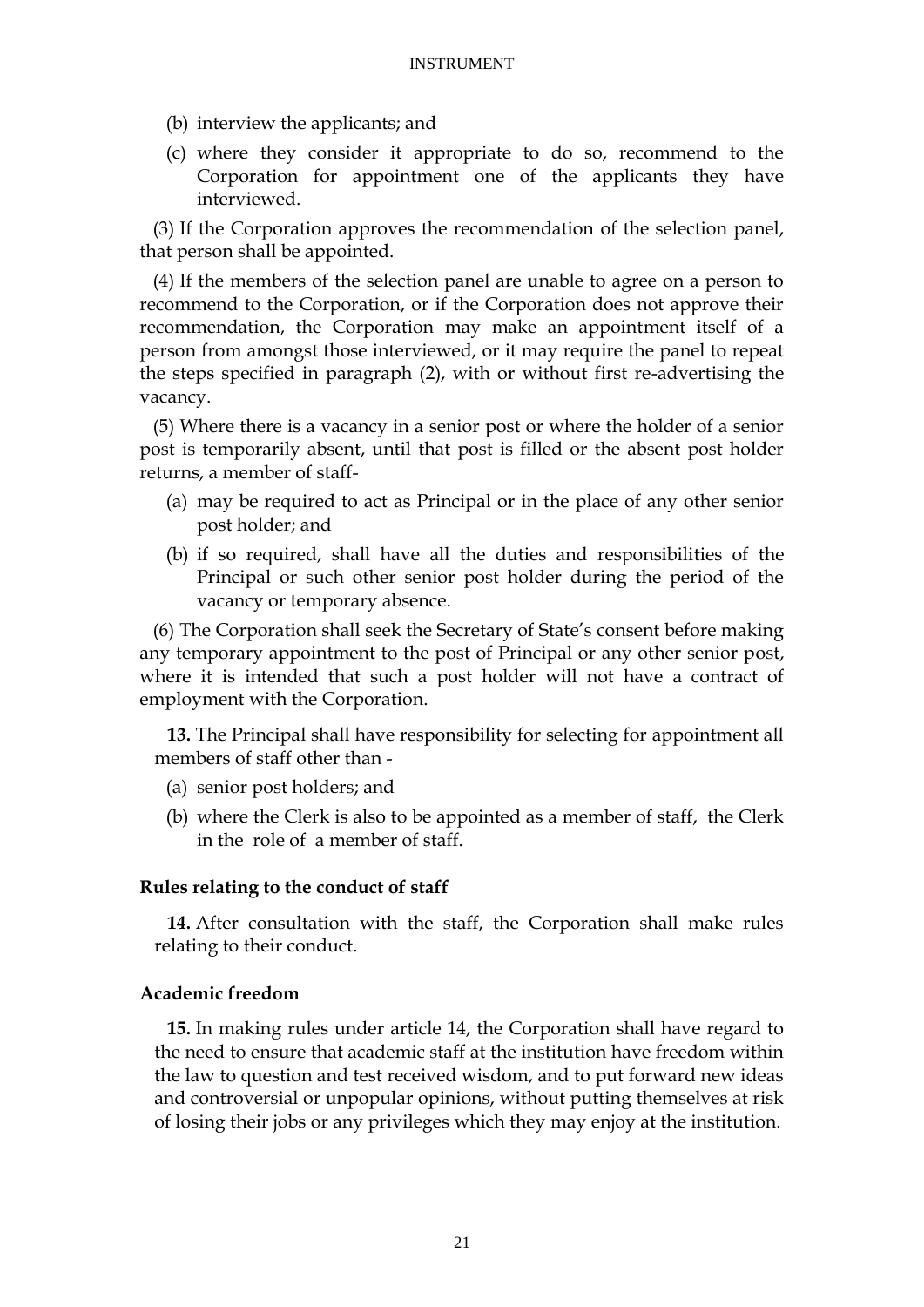(b) interview the applicants; and

(c) where they consider it appropriate to do so, recommend to the Corporation for appointment one of the applicants they have interviewed.

(3) If the Corporation approves the recommendation of the selection panel, that person shall be appointed.

(4) If the members of the selection panel are unable to agree on a person to recommend to the Corporation, or if the Corporation does not approve their recommendation, the Corporation may make an appointment itself of a person from amongst those interviewed, or it may require the panel to repeat the steps specified in paragraph (2), with or without first re-advertising the vacancy.

(5) Where there is a vacancy in a senior post or where the holder of a senior post is temporarily absent, until that post is filled or the absent post holder returns, a member of staff-

(a) may be required to act as Principal or in the place of any other senior post holder; and

(b) if so required, shall have all the duties and responsibilities of the Principal or such other senior post holder during the period of the vacancy or temporary absence.

(6) The Corporation shall seek the Secretary of State's consent before making any temporary appointment to the post of Principal or any other senior post, where it is intended that such a post holder will not have a contract of employment with the Corporation.

**13.** The Principal shall have responsibility for selecting for appointment all members of staff other than -

(a) senior post holders; and

(b) where the Clerk is also to be appointed as a member of staff, the Clerk in the role of a member of staff.

### Rules relating to the conduct of staff

**14.** After consultation with the staff, the Corporation shall make rules relating to their conduct.

### Academic freedom

**15.** In making rules under article 14, the Corporation shall have regard to the need to ensure that academic staff at the institution have freedom within the law to question and test received wisdom, and to put forward new ideas and controversial or unpopular opinions, without putting themselves at risk of losing their jobs or any privileges which they may enjoy at the institution.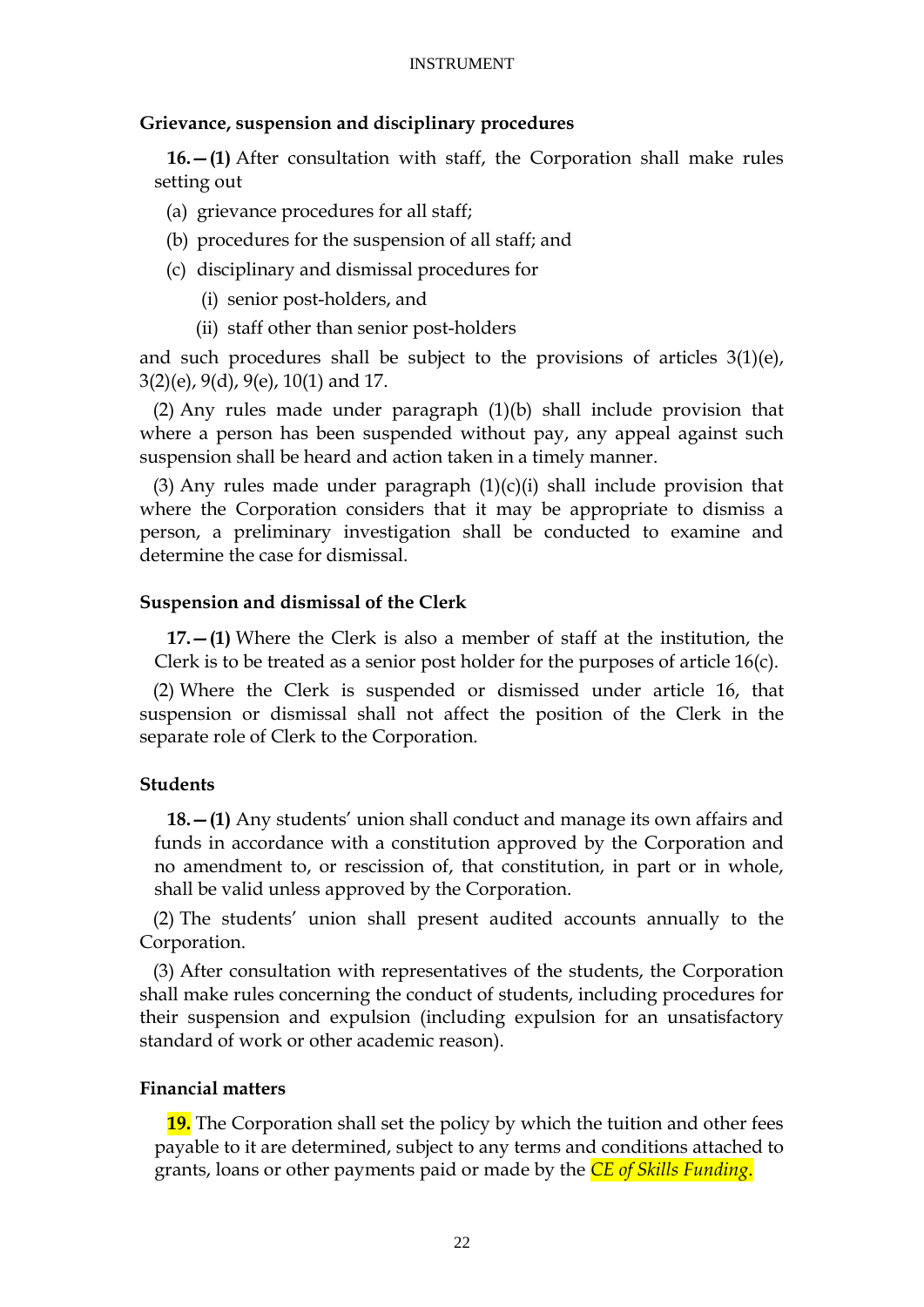### Grievance, suspension and disciplinary procedures

**16.—(1)** After consultation with staff, the Corporation shall make rules setting out

(a) grievance procedures for all staff;

(b) procedures for the suspension of all staff; and

(c) disciplinary and dismissal procedures for

(i) senior post-holders, and

(ii) staff other than senior post-holders

and such procedures shall be subject to the provisions of articles 3(1)(e), 3(2)(e), 9(d), 9(e), 10(1) and 17.

(2) Any rules made under paragraph (1)(b) shall include provision that where a person has been suspended without pay, any appeal against such suspension shall be heard and action taken in a timely manner.

(3) Any rules made under paragraph (1)(c)(i) shall include provision that where the Corporation considers that it may be appropriate to dismiss a person, a preliminary investigation shall be conducted to examine and determine the case for dismissal.

### Suspension and dismissal of the Clerk

**17.—(1)** Where the Clerk is also a member of staff at the institution, the Clerk is to be treated as a senior post holder for the purposes of article 16(c).

(2) Where the Clerk is suspended or dismissed under article 16, that suspension or dismissal shall not affect the position of the Clerk in the separate role of Clerk to the Corporation.

### Students

**18.—(1)** Any students' union shall conduct and manage its own affairs and funds in accordance with a constitution approved by the Corporation and no amendment to, or rescission of, that constitution, in part or in whole, shall be valid unless approved by the Corporation.

(2) The students' union shall present audited accounts annually to the Corporation.

(3) After consultation with representatives of the students, the Corporation shall make rules concerning the conduct of students, including procedures for their suspension and expulsion (including expulsion for an unsatisfactory standard of work or other academic reason).

### Financial matters

**19.** The Corporation shall set the policy by which the tuition and other fees payable to it are determined, subject to any terms and conditions attached to grants, loans or other payments paid or made by the *CE of Skills Funding*.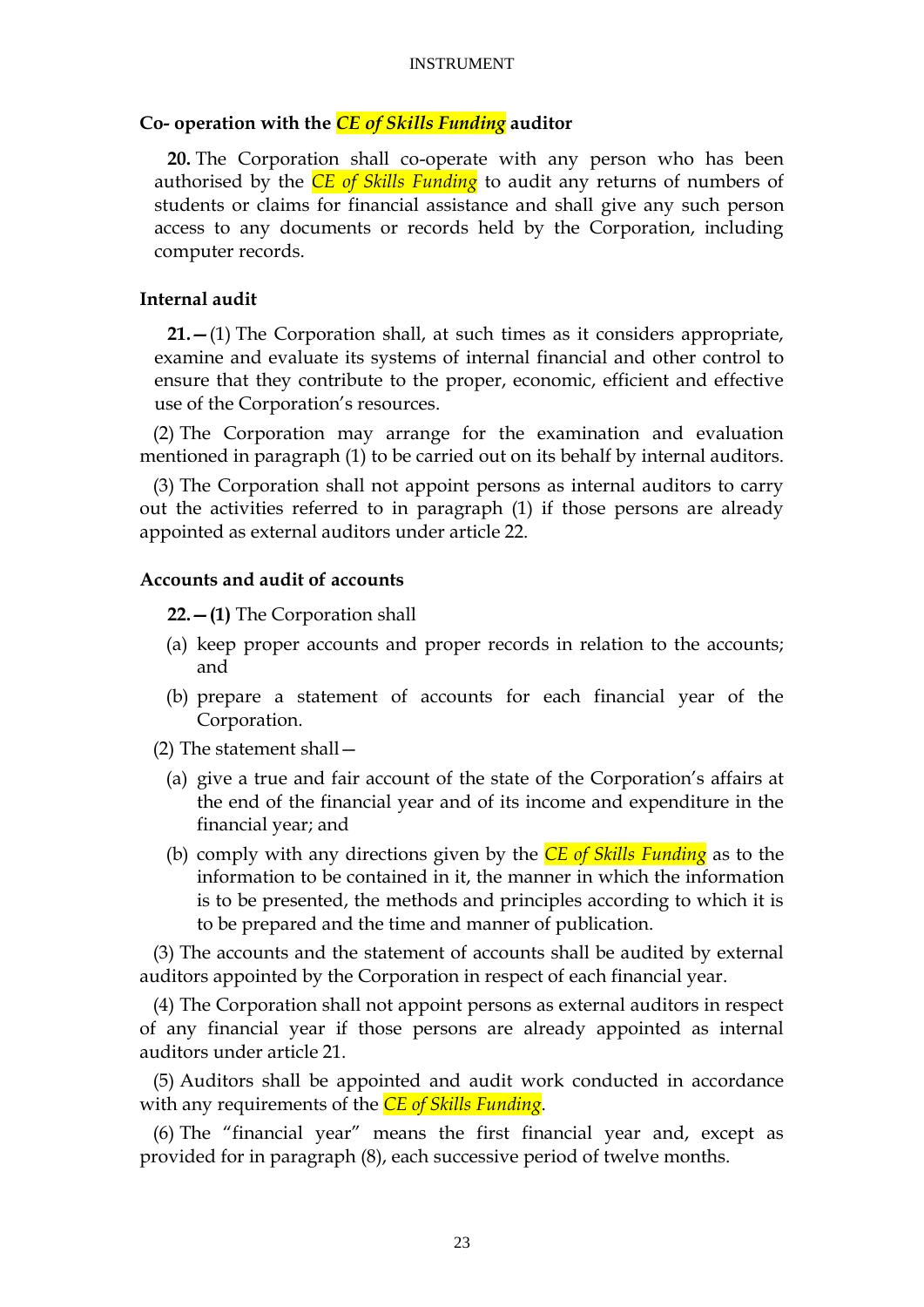### Co- operation with the *CE of Skills Funding* auditor

**20.** The Corporation shall co-operate with any person who has been authorised by the *CE of Skills Funding* to audit any returns of numbers of students or claims for financial assistance and shall give any such person access to any documents or records held by the Corporation, including computer records.

### Internal audit

**21.—**(1) The Corporation shall, at such times as it considers appropriate, examine and evaluate its systems of internal financial and other control to ensure that they contribute to the proper, economic, efficient and effective use of the Corporation's resources.

(2) The Corporation may arrange for the examination and evaluation mentioned in paragraph (1) to be carried out on its behalf by internal auditors.

(3) The Corporation shall not appoint persons as internal auditors to carry out the activities referred to in paragraph (1) if those persons are already appointed as external auditors under article 22.

### Accounts and audit of accounts

**22.—(1)** The Corporation shall

(a) keep proper accounts and proper records in relation to the accounts; and

(b) prepare a statement of accounts for each financial year of the Corporation.

(2) The statement shall—

(a) give a true and fair account of the state of the Corporation's affairs at the end of the financial year and of its income and expenditure in the financial year; and

(b) comply with any directions given by the *CE of Skills Funding* as to the information to be contained in it, the manner in which the information is to be presented, the methods and principles according to which it is to be prepared and the time and manner of publication.

(3) The accounts and the statement of accounts shall be audited by external auditors appointed by the Corporation in respect of each financial year.

(4) The Corporation shall not appoint persons as external auditors in respect of any financial year if those persons are already appointed as internal auditors under article 21.

(5) Auditors shall be appointed and audit work conducted in accordance with any requirements of the *CE of Skills Funding*.

(6) The "financial year" means the first financial year and, except as provided for in paragraph (8), each successive period of twelve months.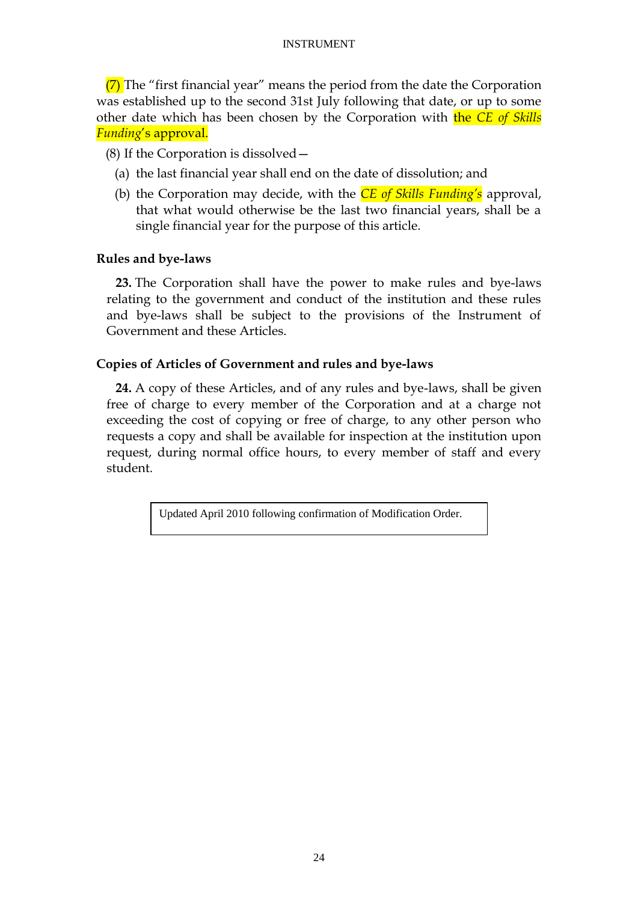(7) The "first financial year" means the period from the date the Corporation was established up to the second 31st July following that date, or up to some other date which has been chosen by the Corporation with the *CE of Skills Funding*'s approval.

(8) If the Corporation is dissolved—

(a) the last financial year shall end on the date of dissolution; and

(b) the Corporation may decide, with the *CE of Skills Funding's* approval, that what would otherwise be the last two financial years, shall be a single financial year for the purpose of this article.

### Rules and bye-laws

**23.** The Corporation shall have the power to make rules and bye-laws relating to the government and conduct of the institution and these rules and bye-laws shall be subject to the provisions of the Instrument of Government and these Articles.

### Copies of Articles of Government and rules and bye-laws

**24.** A copy of these Articles, and of any rules and bye-laws, shall be given free of charge to every member of the Corporation and at a charge not exceeding the cost of copying or free of charge, to any other person who requests a copy and shall be available for inspection at the institution upon request, during normal office hours, to every member of staff and every student.

Updated April 2010 following confirmation of Modification Order.